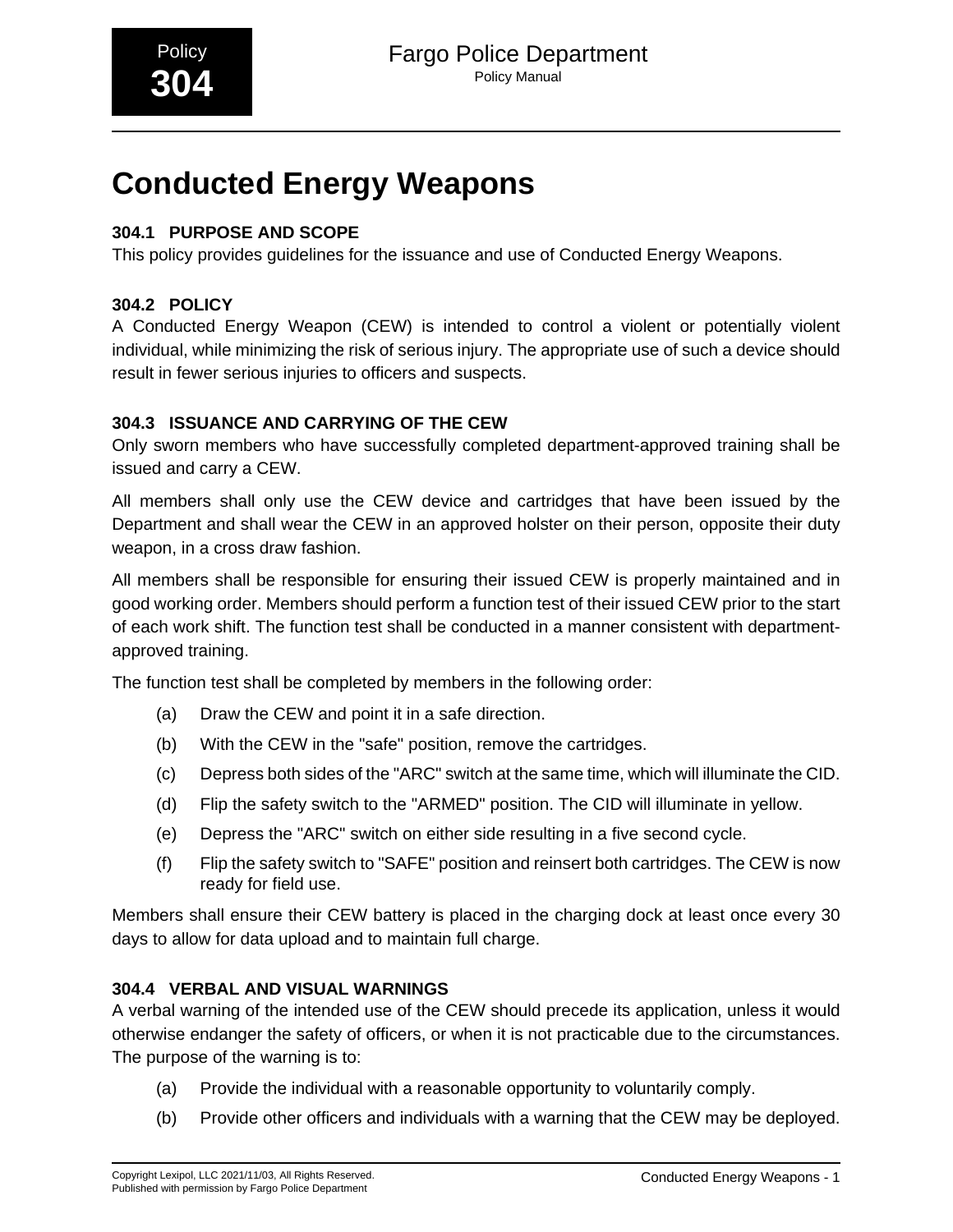Policy **304**

# Fargo Police Department

Policy Manual

# Conducted Energy Weapons

### 304.1 PURPOSE AND SCOPE

This policy provides guidelines for the issuance and use of Conducted Energy Weapons.

### 304.2 POLICY

A Conducted Energy Weapon (CEW) is intended to control a violent or potentially violent individual, while minimizing the risk of serious injury. The appropriate use of such a device should result in fewer serious injuries to officers and suspects.

### 304.3 ISSUANCE AND CARRYING OF THE CEW

Only sworn members who have successfully completed department-approved training shall be issued and carry a CEW.

All members shall only use the CEW device and cartridges that have been issued by the Department and shall wear the CEW in an approved holster on their person, opposite their duty weapon, in a cross draw fashion.

All members shall be responsible for ensuring their issued CEW is properly maintained and in good working order. Members should perform a function test of their issued CEW prior to the start of each work shift. The function test shall be conducted in a manner consistent with department-approved training.

The function test shall be completed by members in the following order:

(a) Draw the CEW and point it in a safe direction.

(b) With the CEW in the "safe" position, remove the cartridges.

(c) Depress both sides of the "ARC" switch at the same time, which will illuminate the CID.

(d) Flip the safety switch to the "ARMED" position. The CID will illuminate in yellow.

(e) Depress the "ARC" switch on either side resulting in a five second cycle.

(f) Flip the safety switch to "SAFE" position and reinsert both cartridges. The CEW is now ready for field use.

Members shall ensure their CEW battery is placed in the charging dock at least once every 30 days to allow for data upload and to maintain full charge.

### 304.4 VERBAL AND VISUAL WARNINGS

A verbal warning of the intended use of the CEW should precede its application, unless it would otherwise endanger the safety of officers, or when it is not practicable due to the circumstances. The purpose of the warning is to:

(a) Provide the individual with a reasonable opportunity to voluntarily comply.

(b) Provide other officers and individuals with a warning that the CEW may be deployed.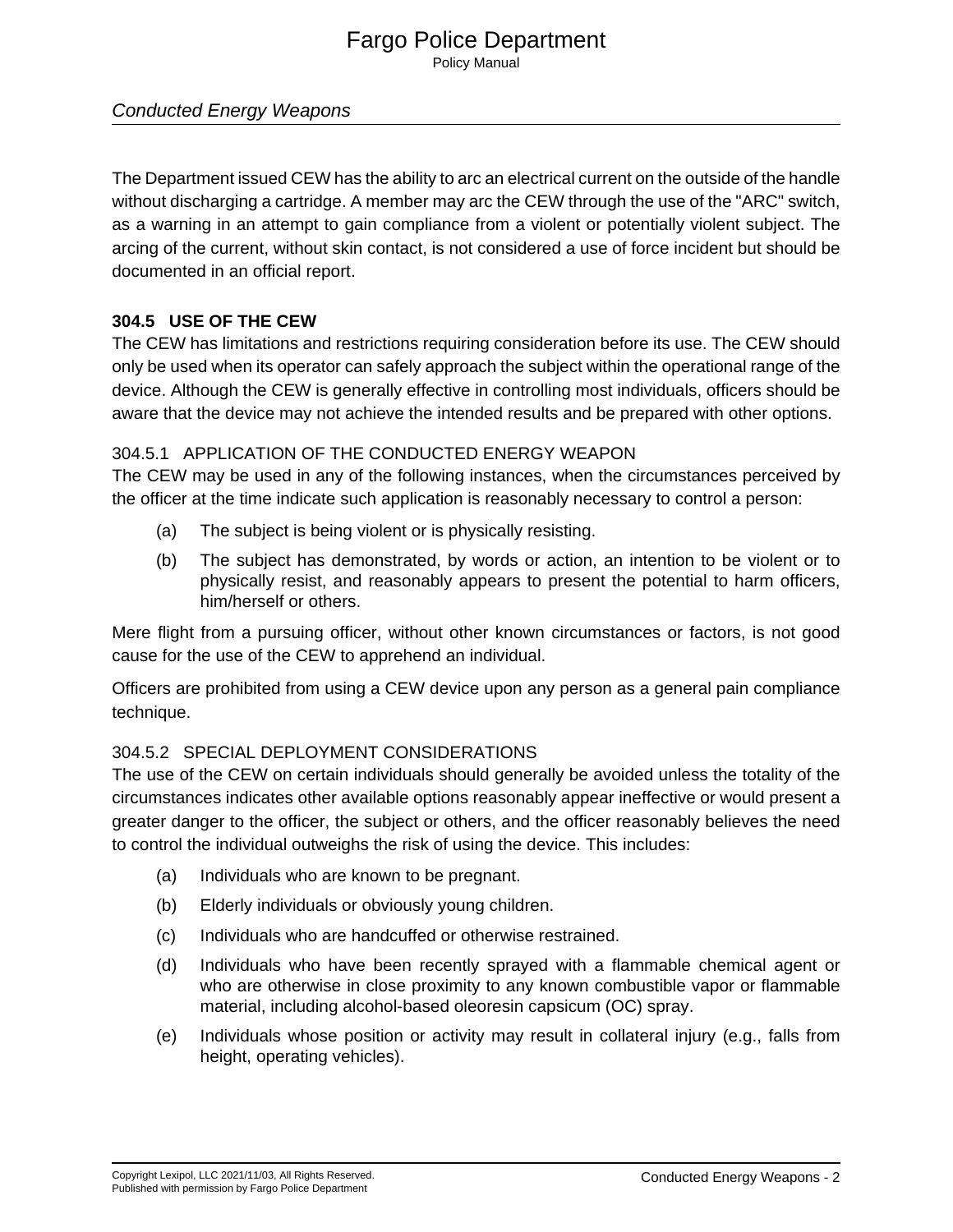The Department issued CEW has the ability to arc an electrical current on the outside of the handle without discharging a cartridge. A member may arc the CEW through the use of the "ARC" switch, as a warning in an attempt to gain compliance from a violent or potentially violent subject. The arcing of the current, without skin contact, is not considered a use of force incident but should be documented in an official report.

## 304.5 USE OF THE CEW

The CEW has limitations and restrictions requiring consideration before its use. The CEW should only be used when its operator can safely approach the subject within the operational range of the device. Although the CEW is generally effective in controlling most individuals, officers should be aware that the device may not achieve the intended results and be prepared with other options.

### 304.5.1 APPLICATION OF THE CONDUCTED ENERGY WEAPON

The CEW may be used in any of the following instances, when the circumstances perceived by the officer at the time indicate such application is reasonably necessary to control a person:

(a) The subject is being violent or is physically resisting.

(b) The subject has demonstrated, by words or action, an intention to be violent or to physically resist, and reasonably appears to present the potential to harm officers, him/herself or others.

Mere flight from a pursuing officer, without other known circumstances or factors, is not good cause for the use of the CEW to apprehend an individual.

Officers are prohibited from using a CEW device upon any person as a general pain compliance technique.

### 304.5.2 SPECIAL DEPLOYMENT CONSIDERATIONS

The use of the CEW on certain individuals should generally be avoided unless the totality of the circumstances indicates other available options reasonably appear ineffective or would present a greater danger to the officer, the subject or others, and the officer reasonably believes the need to control the individual outweighs the risk of using the device. This includes:

(a) Individuals who are known to be pregnant.

(b) Elderly individuals or obviously young children.

(c) Individuals who are handcuffed or otherwise restrained.

(d) Individuals who have been recently sprayed with a flammable chemical agent or who are otherwise in close proximity to any known combustible vapor or flammable material, including alcohol-based oleoresin capsicum (OC) spray.

(e) Individuals whose position or activity may result in collateral injury (e.g., falls from height, operating vehicles).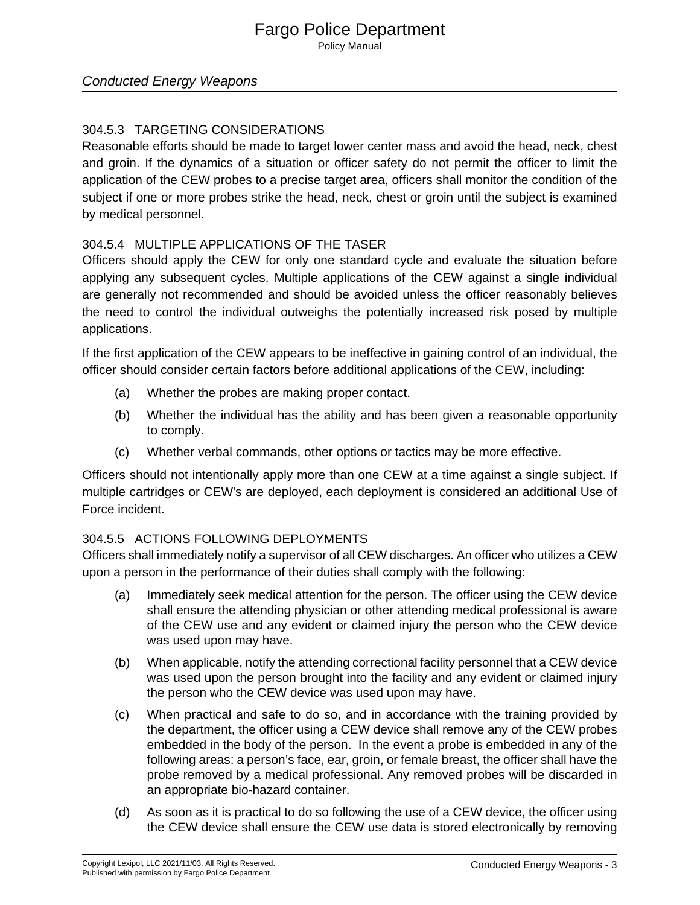### 304.5.3 TARGETING CONSIDERATIONS

Reasonable efforts should be made to target lower center mass and avoid the head, neck, chest and groin. If the dynamics of a situation or officer safety do not permit the officer to limit the application of the CEW probes to a precise target area, officers shall monitor the condition of the subject if one or more probes strike the head, neck, chest or groin until the subject is examined by medical personnel.

### 304.5.4 MULTIPLE APPLICATIONS OF THE TASER

Officers should apply the CEW for only one standard cycle and evaluate the situation before applying any subsequent cycles. Multiple applications of the CEW against a single individual are generally not recommended and should be avoided unless the officer reasonably believes the need to control the individual outweighs the potentially increased risk posed by multiple applications.

If the first application of the CEW appears to be ineffective in gaining control of an individual, the officer should consider certain factors before additional applications of the CEW, including:

(a) Whether the probes are making proper contact.

(b) Whether the individual has the ability and has been given a reasonable opportunity to comply.

(c) Whether verbal commands, other options or tactics may be more effective.

Officers should not intentionally apply more than one CEW at a time against a single subject. If multiple cartridges or CEW's are deployed, each deployment is considered an additional Use of Force incident.

### 304.5.5 ACTIONS FOLLOWING DEPLOYMENTS

Officers shall immediately notify a supervisor of all CEW discharges. An officer who utilizes a CEW upon a person in the performance of their duties shall comply with the following:

(a) Immediately seek medical attention for the person. The officer using the CEW device shall ensure the attending physician or other attending medical professional is aware of the CEW use and any evident or claimed injury the person who the CEW device was used upon may have.

(b) When applicable, notify the attending correctional facility personnel that a CEW device was used upon the person brought into the facility and any evident or claimed injury the person who the CEW device was used upon may have.

(c) When practical and safe to do so, and in accordance with the training provided by the department, the officer using a CEW device shall remove any of the CEW probes embedded in the body of the person. In the event a probe is embedded in any of the following areas: a person's face, ear, groin, or female breast, the officer shall have the probe removed by a medical professional. Any removed probes will be discarded in an appropriate bio-hazard container.

(d) As soon as it is practical to do so following the use of a CEW device, the officer using the CEW device shall ensure the CEW use data is stored electronically by removing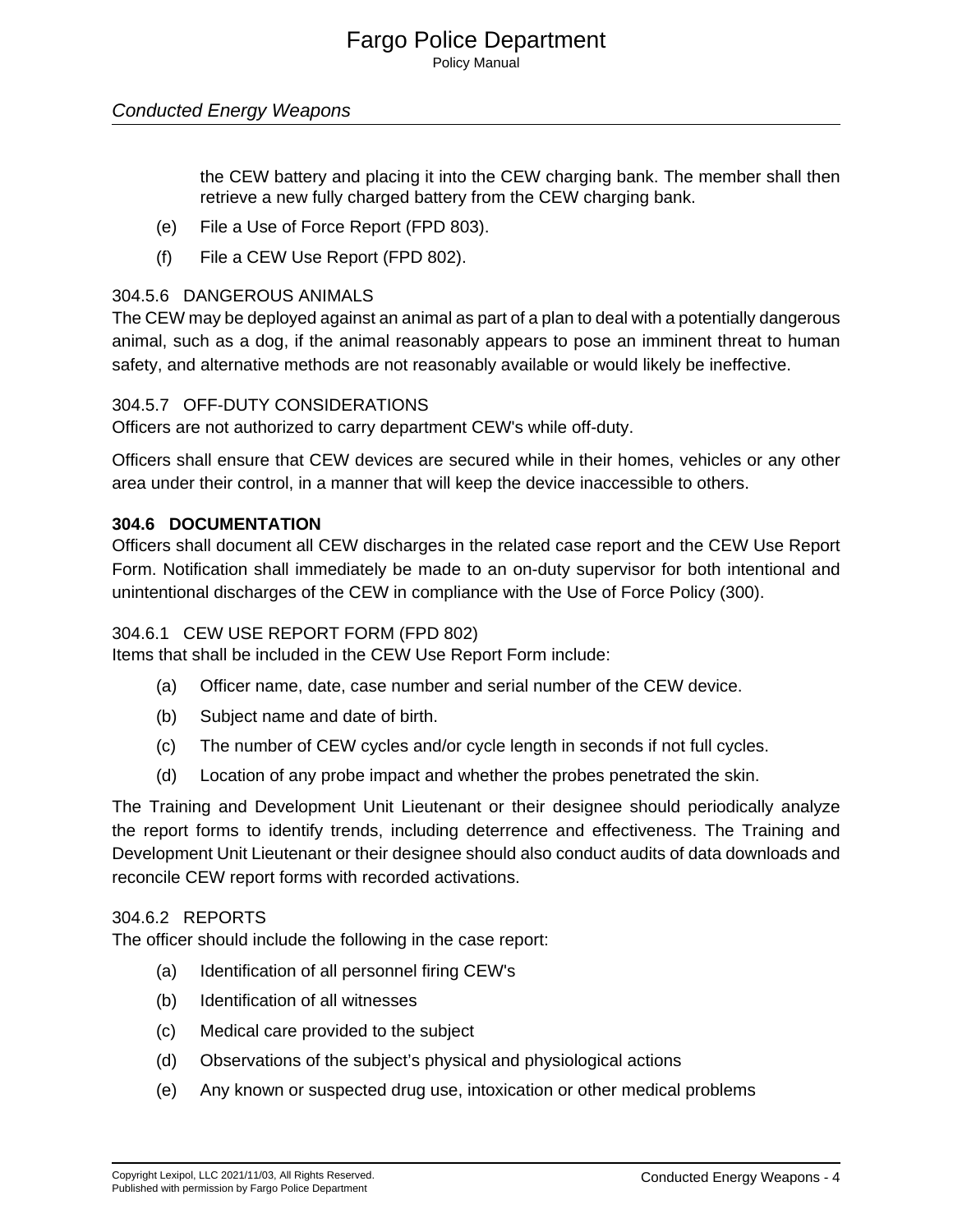the CEW battery and placing it into the CEW charging bank. The member shall then retrieve a new fully charged battery from the CEW charging bank.

(e) File a Use of Force Report (FPD 803).

(f) File a CEW Use Report (FPD 802).

### 304.5.6 DANGEROUS ANIMALS

The CEW may be deployed against an animal as part of a plan to deal with a potentially dangerous animal, such as a dog, if the animal reasonably appears to pose an imminent threat to human safety, and alternative methods are not reasonably available or would likely be ineffective.

### 304.5.7 OFF-DUTY CONSIDERATIONS

Officers are not authorized to carry department CEW's while off-duty.

Officers shall ensure that CEW devices are secured while in their homes, vehicles or any other area under their control, in a manner that will keep the device inaccessible to others.

## 304.6 DOCUMENTATION

Officers shall document all CEW discharges in the related case report and the CEW Use Report Form. Notification shall immediately be made to an on-duty supervisor for both intentional and unintentional discharges of the CEW in compliance with the Use of Force Policy (300).

### 304.6.1 CEW USE REPORT FORM (FPD 802)

Items that shall be included in the CEW Use Report Form include:

(a) Officer name, date, case number and serial number of the CEW device.

(b) Subject name and date of birth.

(c) The number of CEW cycles and/or cycle length in seconds if not full cycles.

(d) Location of any probe impact and whether the probes penetrated the skin.

The Training and Development Unit Lieutenant or their designee should periodically analyze the report forms to identify trends, including deterrence and effectiveness. The Training and Development Unit Lieutenant or their designee should also conduct audits of data downloads and reconcile CEW report forms with recorded activations.

### 304.6.2 REPORTS

The officer should include the following in the case report:

(a) Identification of all personnel firing CEW's

(b) Identification of all witnesses

(c) Medical care provided to the subject

(d) Observations of the subject's physical and physiological actions

(e) Any known or suspected drug use, intoxication or other medical problems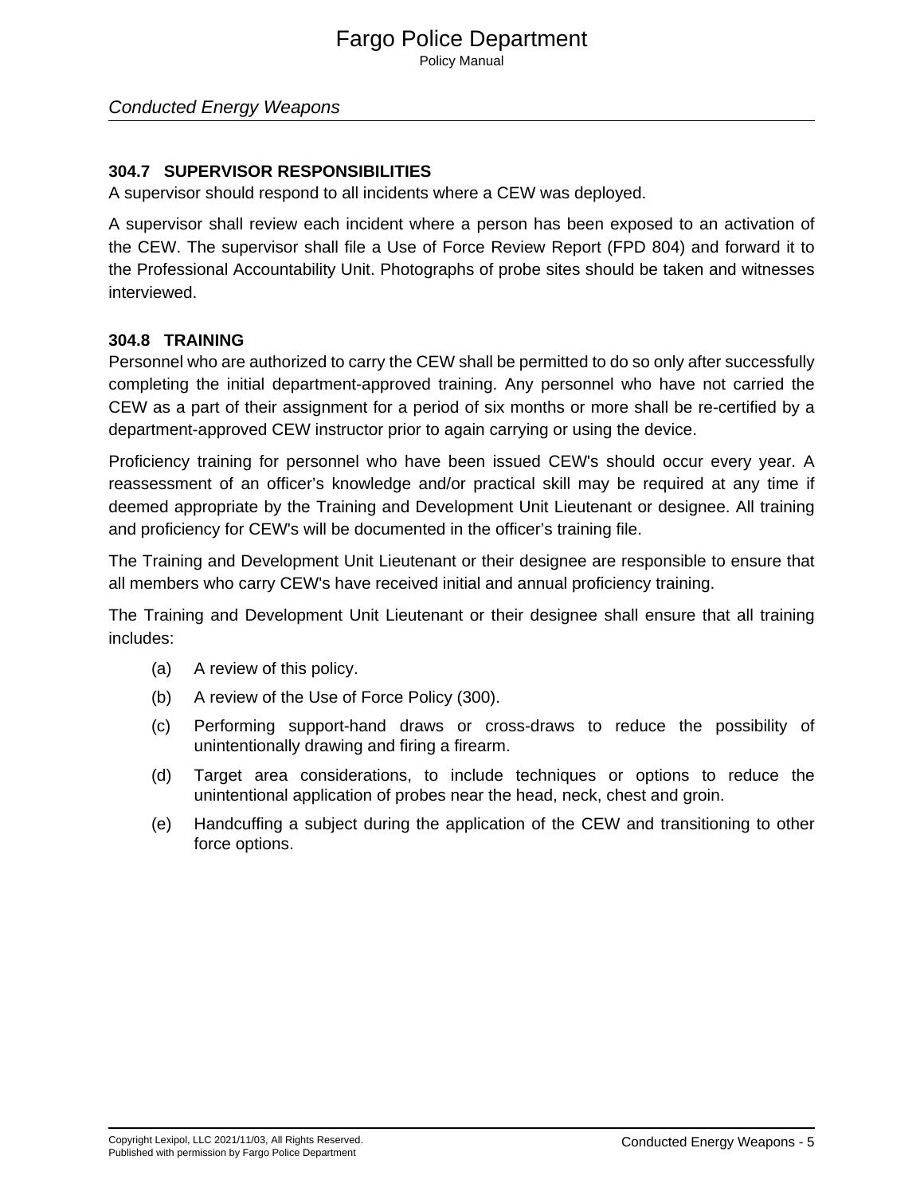### 304.7 SUPERVISOR RESPONSIBILITIES

A supervisor should respond to all incidents where a CEW was deployed.

A supervisor shall review each incident where a person has been exposed to an activation of the CEW. The supervisor shall file a Use of Force Review Report (FPD 804) and forward it to the Professional Accountability Unit. Photographs of probe sites should be taken and witnesses interviewed.

### 304.8 TRAINING

Personnel who are authorized to carry the CEW shall be permitted to do so only after successfully completing the initial department-approved training. Any personnel who have not carried the CEW as a part of their assignment for a period of six months or more shall be re-certified by a department-approved CEW instructor prior to again carrying or using the device.

Proficiency training for personnel who have been issued CEW's should occur every year. A reassessment of an officer's knowledge and/or practical skill may be required at any time if deemed appropriate by the Training and Development Unit Lieutenant or designee. All training and proficiency for CEW's will be documented in the officer's training file.

The Training and Development Unit Lieutenant or their designee are responsible to ensure that all members who carry CEW's have received initial and annual proficiency training.

The Training and Development Unit Lieutenant or their designee shall ensure that all training includes:

(a) A review of this policy.

(b) A review of the Use of Force Policy (300).

(c) Performing support-hand draws or cross-draws to reduce the possibility of unintentionally drawing and firing a firearm.

(d) Target area considerations, to include techniques or options to reduce the unintentional application of probes near the head, neck, chest and groin.

(e) Handcuffing a subject during the application of the CEW and transitioning to other force options.